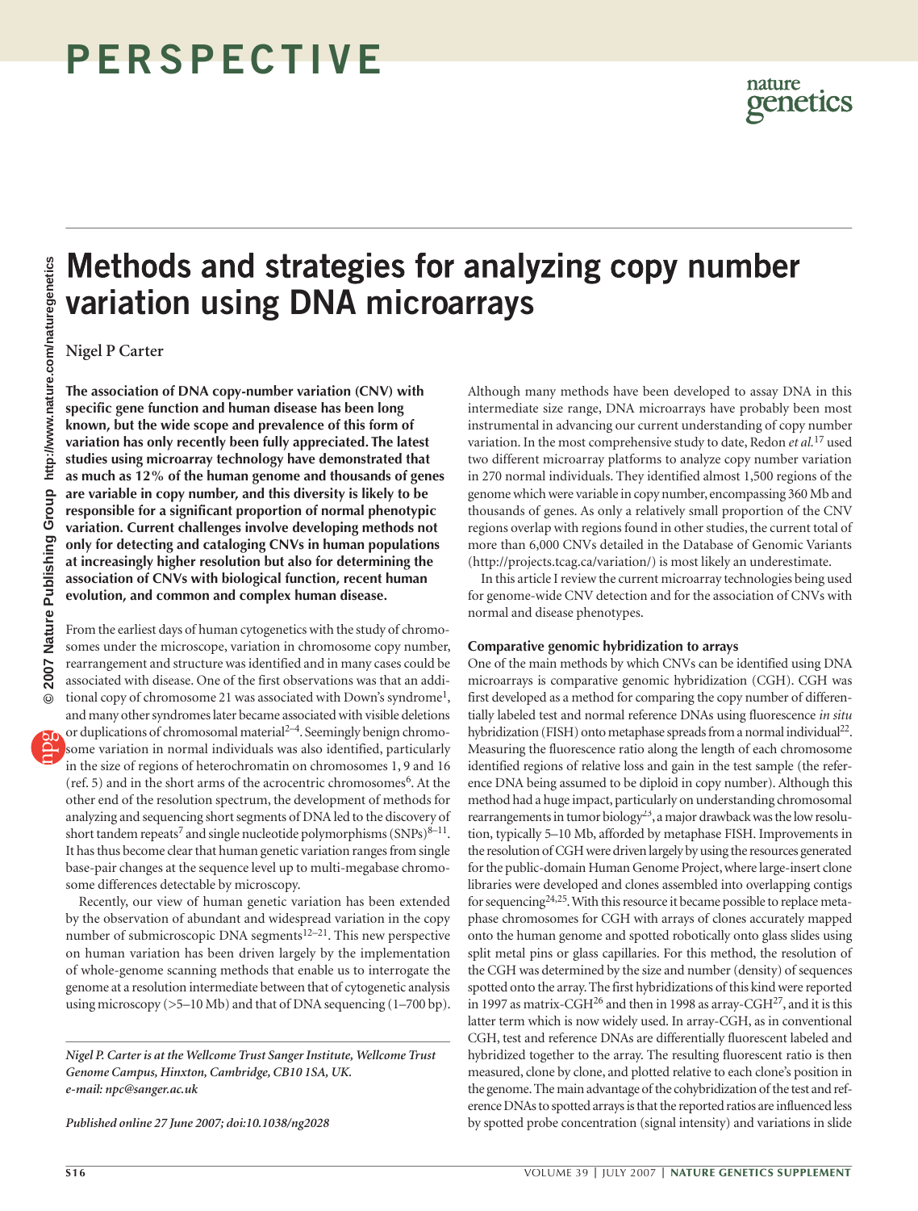# Methods and strategies for analyzing copy number variation using DNA microarrays

Nigel P Carter

**The association of DNA copy-number variation (CNV) with specific gene function and human disease has been long known, but the wide scope and prevalence of this form of variation has only recently been fully appreciated. The latest studies using microarray technology have demonstrated that as much as 12% of the human genome and thousands of genes are variable in copy number, and this diversity is likely to be responsible for a significant proportion of normal phenotypic variation. Current challenges involve developing methods not only for detecting and cataloging CNVs in human populations at increasingly higher resolution but also for determining the association of CNVs with biological function, recent human evolution, and common and complex human disease.**

From the earliest days of human cytogenetics with the study of chromosomes under the microscope, variation in chromosome copy number, rearrangement and structure was identified and in many cases could be associated with disease. One of the first observations was that an additional copy of chromosome 21 was associated with Down's syndrome[1], and many other syndromes later became associated with visible deletions or duplications of chromosomal material[2–4]. Seemingly benign chromosome variation in normal individuals was also identified, particularly in the size of regions of heterochromatin on chromosomes 1, 9 and 16 (ref. 5) and in the short arms of the acrocentric chromosomes[6]. At the other end of the resolution spectrum, the development of methods for analyzing and sequencing short segments of DNA led to the discovery of short tandem repeats[7] and single nucleotide polymorphisms (SNPs)[8–11]. It has thus become clear that human genetic variation ranges from single base-pair changes at the sequence level up to multi-megabase chromosome differences detectable by microscopy.

Recently, our view of human genetic variation has been extended by the observation of abundant and widespread variation in the copy number of submicroscopic DNA segments[12–21]. This new perspective on human variation has been driven largely by the implementation of whole-genome scanning methods that enable us to interrogate the genome at a resolution intermediate between that of cytogenetic analysis using microscopy (>5–10 Mb) and that of DNA sequencing (1–700 bp).

*Nigel P. Carter is at the Wellcome Trust Sanger Institute, Wellcome Trust Genome Campus, Hinxton, Cambridge, CB10 1SA, UK. e-mail: npc@sanger.ac.uk*

*Published online 27 June 2007; doi:10.1038/ng2028*

Although many methods have been developed to assay DNA in this intermediate size range, DNA microarrays have probably been most instrumental in advancing our current understanding of copy number variation. In the most comprehensive study to date, Redon *et al.*[17] used two different microarray platforms to analyze copy number variation in 270 normal individuals. They identified almost 1,500 regions of the genome which were variable in copy number, encompassing 360 Mb and thousands of genes. As only a relatively small proportion of the CNV regions overlap with regions found in other studies, the current total of more than 6,000 CNVs detailed in the Database of Genomic Variants (http://projects.tcag.ca/variation/) is most likely an underestimate.

In this article I review the current microarray technologies being used for genome-wide CNV detection and for the association of CNVs with normal and disease phenotypes.

### Comparative genomic hybridization to arrays

One of the main methods by which CNVs can be identified using DNA microarrays is comparative genomic hybridization (CGH). CGH was first developed as a method for comparing the copy number of differentially labeled test and normal reference DNAs using fluorescence *in situ* hybridization (FISH) onto metaphase spreads from a normal individual[22]. Measuring the fluorescence ratio along the length of each chromosome identified regions of relative loss and gain in the test sample (the reference DNA being assumed to be diploid in copy number). Although this method had a huge impact, particularly on understanding chromosomal rearrangements in tumor biology[23], a major drawback was the low resolution, typically 5–10 Mb, afforded by metaphase FISH. Improvements in the resolution of CGH were driven largely by using the resources generated for the public-domain Human Genome Project, where large-insert clone libraries were developed and clones assembled into overlapping contigs for sequencing[24,25]. With this resource it became possible to replace metaphase chromosomes for CGH with arrays of clones accurately mapped onto the human genome and spotted robotically onto glass slides using split metal pins or glass capillaries. For this method, the resolution of the CGH was determined by the size and number (density) of sequences spotted onto the array. The first hybridizations of this kind were reported in 1997 as matrix-CGH[26] and then in 1998 as array-CGH[27], and it is this latter term which is now widely used. In array-CGH, as in conventional CGH, test and reference DNAs are differentially fluorescent labeled and hybridized together to the array. The resulting fluorescent ratio is then measured, clone by clone, and plotted relative to each clone's position in the genome. The main advantage of the cohybridization of the test and reference DNAs to spotted arrays is that the reported ratios are influenced less by spotted probe concentration (signal intensity) and variations in slide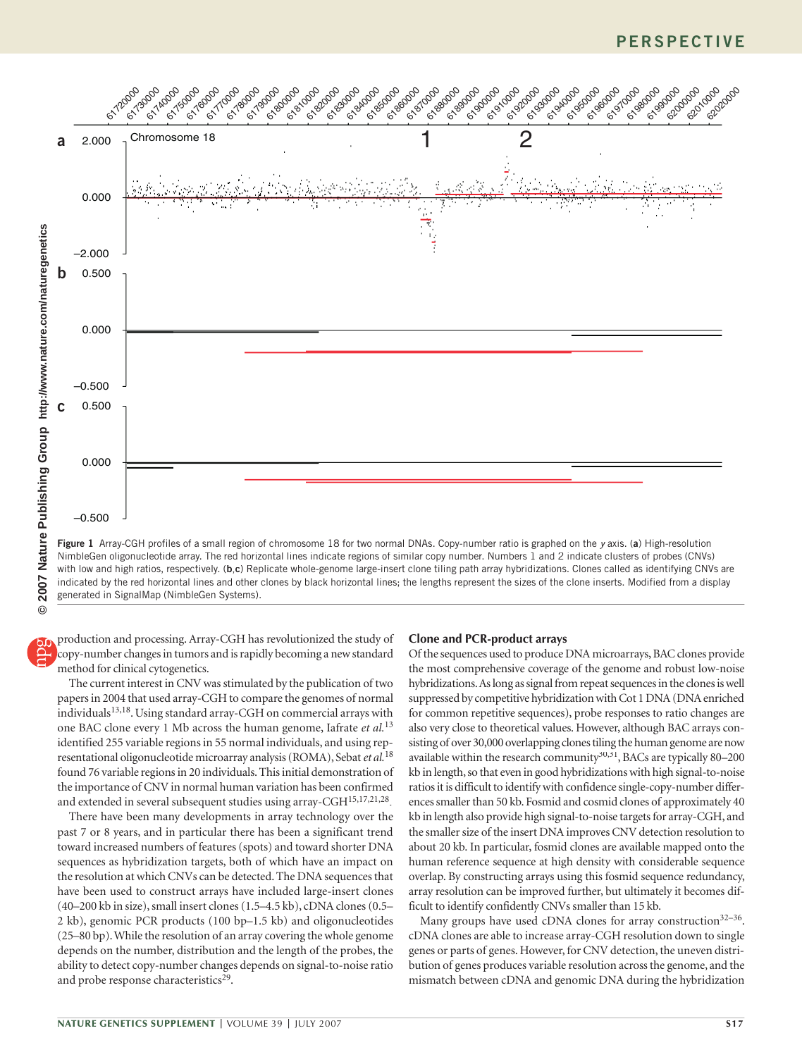Figure 1 Array-CGH profiles of a small region of chromosome 18 for two normal DNAs. Copy-number ratio is graphed on the *y* axis. (**a**) High-resolution NimbleGen oligonucleotide array. The red horizontal lines indicate regions of similar copy number. Numbers 1 and 2 indicate clusters of probes (CNVs) with low and high ratios, respectively. (**b**,**c**) Replicate whole-genome large-insert clone tiling path array hybridizations. Clones called as identifying CNVs are indicated by the red horizontal lines and other clones by black horizontal lines; the lengths represent the sizes of the clone inserts. Modified from a display generated in SignalMap (NimbleGen Systems).

production and processing. Array-CGH has revolutionized the study of copy-number changes in tumors and is rapidly becoming a new standard method for clinical cytogenetics.

The current interest in CNV was stimulated by the publication of two papers in 2004 that used array-CGH to compare the genomes of normal individuals[13,18]. Using standard array-CGH on commercial arrays with one BAC clone every 1 Mb across the human genome, Iafrate *et al.*[13] identified 255 variable regions in 55 normal individuals, and using representational oligonucleotide microarray analysis (ROMA), Sebat *et al.*[18] found 76 variable regions in 20 individuals. This initial demonstration of the importance of CNV in normal human variation has been confirmed and extended in several subsequent studies using array-CGH[15,17,21,28].

There have been many developments in array technology over the past 7 or 8 years, and in particular there has been a significant trend toward increased numbers of features (spots) and toward shorter DNA sequences as hybridization targets, both of which have an impact on the resolution at which CNVs can be detected. The DNA sequences that have been used to construct arrays have included large-insert clones (40–200 kb in size), small insert clones (1.5–4.5 kb), cDNA clones (0.5–2 kb), genomic PCR products (100 bp–1.5 kb) and oligonucleotides (25–80 bp). While the resolution of an array covering the whole genome depends on the number, distribution and the length of the probes, the ability to detect copy-number changes depends on signal-to-noise ratio and probe response characteristics[29].

## Clone and PCR-product arrays

Of the sequences used to produce DNA microarrays, BAC clones provide the most comprehensive coverage of the genome and robust low-noise hybridizations. As long as signal from repeat sequences in the clones is well suppressed by competitive hybridization with Cot 1 DNA (DNA enriched for common repetitive sequences), probe responses to ratio changes are also very close to theoretical values. However, although BAC arrays consisting of over 30,000 overlapping clones tiling the human genome are now available within the research community[30,31], BACs are typically 80–200 kb in length, so that even in good hybridizations with high signal-to-noise ratios it is difficult to identify with confidence single-copy-number differences smaller than 50 kb. Fosmid and cosmid clones of approximately 40 kb in length also provide high signal-to-noise targets for array-CGH, and the smaller size of the insert DNA improves CNV detection resolution to about 20 kb. In particular, fosmid clones are available mapped onto the human reference sequence at high density with considerable sequence overlap. By constructing arrays using this fosmid sequence redundancy, array resolution can be improved further, but ultimately it becomes difficult to identify confidently CNVs smaller than 15 kb.

Many groups have used cDNA clones for array construction[32–36]. cDNA clones are able to increase array-CGH resolution down to single genes or parts of genes. However, for CNV detection, the uneven distribution of genes produces variable resolution across the genome, and the mismatch between cDNA and genomic DNA during the hybridization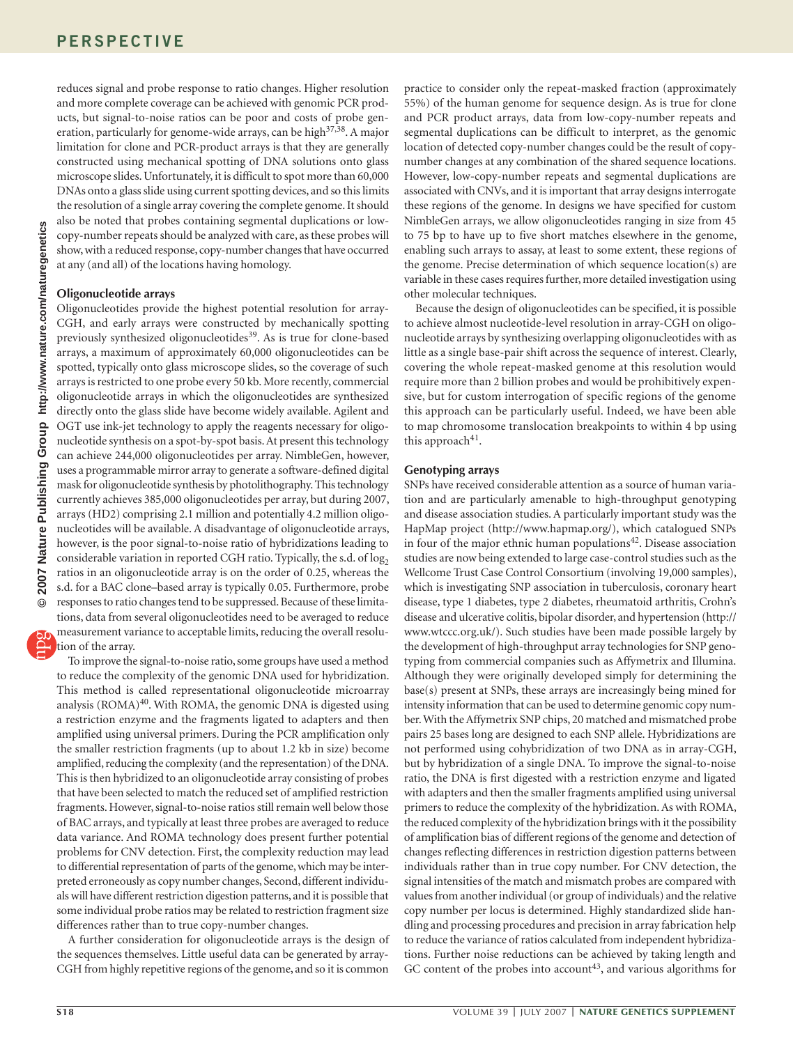reduces signal and probe response to ratio changes. Higher resolution and more complete coverage can be achieved with genomic PCR products, but signal-to-noise ratios can be poor and costs of probe generation, particularly for genome-wide arrays, can be high[37,38]. A major limitation for clone and PCR-product arrays is that they are generally constructed using mechanical spotting of DNA solutions onto glass microscope slides. Unfortunately, it is difficult to spot more than 60,000 DNAs onto a glass slide using current spotting devices, and so this limits the resolution of a single array covering the complete genome. It should also be noted that probes containing segmental duplications or low-copy-number repeats should be analyzed with care, as these probes will show, with a reduced response, copy-number changes that have occurred at any (and all) of the locations having homology.

### Oligonucleotide arrays

Oligonucleotides provide the highest potential resolution for array-CGH, and early arrays were constructed by mechanically spotting previously synthesized oligonucleotides[39]. As is true for clone-based arrays, a maximum of approximately 60,000 oligonucleotides can be spotted, typically onto glass microscope slides, so the coverage of such arrays is restricted to one probe every 50 kb. More recently, commercial oligonucleotide arrays in which the oligonucleotides are synthesized directly onto the glass slide have become widely available. Agilent and OGT use ink-jet technology to apply the reagents necessary for oligonucleotide synthesis on a spot-by-spot basis. At present this technology can achieve 244,000 oligonucleotides per array. NimbleGen, however, uses a programmable mirror array to generate a software-defined digital mask for oligonucleotide synthesis by photolithography. This technology currently achieves 385,000 oligonucleotides per array, but during 2007, arrays (HD2) comprising 2.1 million and potentially 4.2 million oligonucleotides will be available. A disadvantage of oligonucleotide arrays, however, is the poor signal-to-noise ratio of hybridizations leading to considerable variation in reported CGH ratio. Typically, the s.d. of $\log_2$ ratios in an oligonucleotide array is on the order of 0.25, whereas the s.d. for a BAC clone–based array is typically 0.05. Furthermore, probe responses to ratio changes tend to be suppressed. Because of these limitations, data from several oligonucleotides need to be averaged to reduce measurement variance to acceptable limits, reducing the overall resolution of the array.

To improve the signal-to-noise ratio, some groups have used a method to reduce the complexity of the genomic DNA used for hybridization. This method is called representational oligonucleotide microarray analysis (ROMA)[40]. With ROMA, the genomic DNA is digested using a restriction enzyme and the fragments ligated to adapters and then amplified using universal primers. During the PCR amplification only the smaller restriction fragments (up to about 1.2 kb in size) become amplified, reducing the complexity (and the representation) of the DNA. This is then hybridized to an oligonucleotide array consisting of probes that have been selected to match the reduced set of amplified restriction fragments. However, signal-to-noise ratios still remain well below those of BAC arrays, and typically at least three probes are averaged to reduce data variance. And ROMA technology does present further potential problems for CNV detection. First, the complexity reduction may lead to differential representation of parts of the genome, which may be interpreted erroneously as copy number changes, Second, different individuals will have different restriction digestion patterns, and it is possible that some individual probe ratios may be related to restriction fragment size differences rather than to true copy-number changes.

A further consideration for oligonucleotide arrays is the design of the sequences themselves. Little useful data can be generated by array-CGH from highly repetitive regions of the genome, and so it is common practice to consider only the repeat-masked fraction (approximately 55%) of the human genome for sequence design. As is true for clone and PCR product arrays, data from low-copy-number repeats and segmental duplications can be difficult to interpret, as the genomic location of detected copy-number changes could be the result of copy-number changes at any combination of the shared sequence locations. However, low-copy-number repeats and segmental duplications are associated with CNVs, and it is important that array designs interrogate these regions of the genome. In designs we have specified for custom NimbleGen arrays, we allow oligonucleotides ranging in size from 45 to 75 bp to have up to five short matches elsewhere in the genome, enabling such arrays to assay, at least to some extent, these regions of the genome. Precise determination of which sequence location(s) are variable in these cases requires further, more detailed investigation using other molecular techniques.

Because the design of oligonucleotides can be specified, it is possible to achieve almost nucleotide-level resolution in array-CGH on oligonucleotide arrays by synthesizing overlapping oligonucleotides with as little as a single base-pair shift across the sequence of interest. Clearly, covering the whole repeat-masked genome at this resolution would require more than 2 billion probes and would be prohibitively expensive, but for custom interrogation of specific regions of the genome this approach can be particularly useful. Indeed, we have been able to map chromosome translocation breakpoints to within 4 bp using this approach[41].

### Genotyping arrays

SNPs have received considerable attention as a source of human variation and are particularly amenable to high-throughput genotyping and disease association studies. A particularly important study was the HapMap project (http://www.hapmap.org/), which catalogued SNPs in four of the major ethnic human populations[42]. Disease association studies are now being extended to large case-control studies such as the Wellcome Trust Case Control Consortium (involving 19,000 samples), which is investigating SNP association in tuberculosis, coronary heart disease, type 1 diabetes, type 2 diabetes, rheumatoid arthritis, Crohn's disease and ulcerative colitis, bipolar disorder, and hypertension (http://www.wtccc.org.uk/). Such studies have been made possible largely by the development of high-throughput array technologies for SNP genotyping from commercial companies such as Affymetrix and Illumina. Although they were originally developed simply for determining the base(s) present at SNPs, these arrays are increasingly being mined for intensity information that can be used to determine genomic copy number. With the Affymetrix SNP chips, 20 matched and mismatched probe pairs 25 bases long are designed to each SNP allele. Hybridizations are not performed using cohybridization of two DNA as in array-CGH, but by hybridization of a single DNA. To improve the signal-to-noise ratio, the DNA is first digested with a restriction enzyme and ligated with adapters and then the smaller fragments amplified using universal primers to reduce the complexity of the hybridization. As with ROMA, the reduced complexity of the hybridization brings with it the possibility of amplification bias of different regions of the genome and detection of changes reflecting differences in restriction digestion patterns between individuals rather than in true copy number. For CNV detection, the signal intensities of the match and mismatch probes are compared with values from another individual (or group of individuals) and the relative copy number per locus is determined. Highly standardized slide handling and processing procedures and precision in array fabrication help to reduce the variance of ratios calculated from independent hybridizations. Further noise reductions can be achieved by taking length and GC content of the probes into account[43], and various algorithms for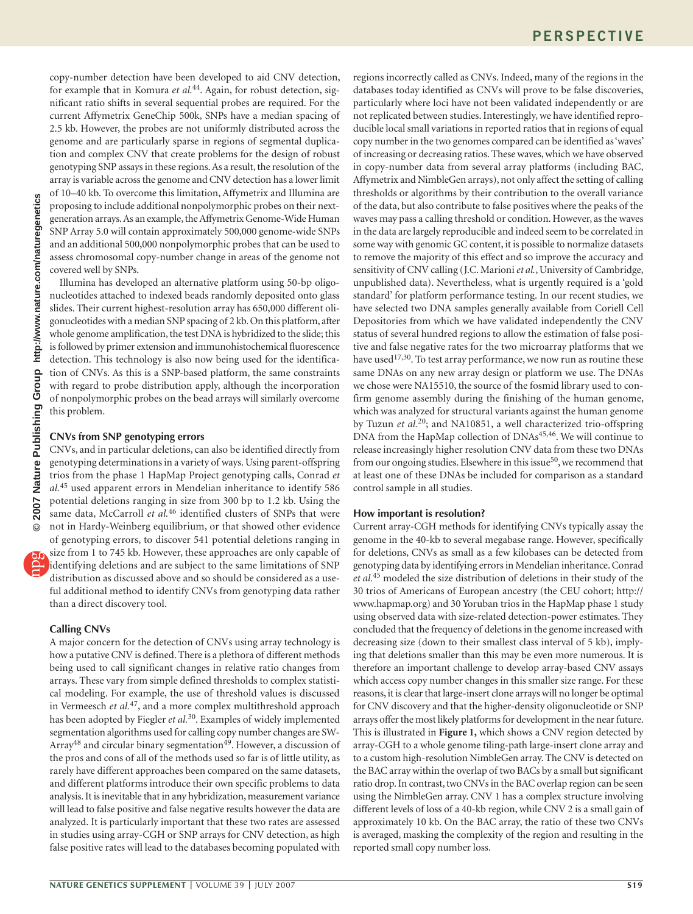copy-number detection have been developed to aid CNV detection, for example that in Komura *et al.*[44]. Again, for robust detection, significant ratio shifts in several sequential probes are required. For the current Affymetrix GeneChip 500k, SNPs have a median spacing of 2.5 kb. However, the probes are not uniformly distributed across the genome and are particularly sparse in regions of segmental duplication and complex CNV that create problems for the design of robust genotyping SNP assays in these regions. As a result, the resolution of the array is variable across the genome and CNV detection has a lower limit of 10–40 kb. To overcome this limitation, Affymetrix and Illumina are proposing to include additional nonpolymorphic probes on their next-generation arrays. As an example, the Affymetrix Genome-Wide Human SNP Array 5.0 will contain approximately 500,000 genome-wide SNPs and an additional 500,000 nonpolymorphic probes that can be used to assess chromosomal copy-number change in areas of the genome not covered well by SNPs.

Illumina has developed an alternative platform using 50-bp oligonucleotides attached to indexed beads randomly deposited onto glass slides. Their current highest-resolution array has 650,000 different oligonucleotides with a median SNP spacing of 2 kb. On this platform, after whole genome amplification, the test DNA is hybridized to the slide; this is followed by primer extension and immunohistochemical fluorescence detection. This technology is also now being used for the identification of CNVs. As this is a SNP-based platform, the same constraints with regard to probe distribution apply, although the incorporation of nonpolymorphic probes on the bead arrays will similarly overcome this problem.

### CNVs from SNP genotyping errors

CNVs, and in particular deletions, can also be identified directly from genotyping determinations in a variety of ways. Using parent-offspring trios from the phase 1 HapMap Project genotyping calls, Conrad *et al.*[45] used apparent errors in Mendelian inheritance to identify 586 potential deletions ranging in size from 300 bp to 1.2 kb. Using the same data, McCarroll *et al.*[46] identified clusters of SNPs that were not in Hardy-Weinberg equilibrium, or that showed other evidence of genotyping errors, to discover 541 potential deletions ranging in size from 1 to 745 kb. However, these approaches are only capable of identifying deletions and are subject to the same limitations of SNP distribution as discussed above and so should be considered as a useful additional method to identify CNVs from genotyping data rather than a direct discovery tool.

### Calling CNVs

A major concern for the detection of CNVs using array technology is how a putative CNV is defined. There is a plethora of different methods being used to call significant changes in relative ratio changes from arrays. These vary from simple defined thresholds to complex statistical modeling. For example, the use of threshold values is discussed in Vermeesch *et al.*[47], and a more complex multithreshold approach has been adopted by Fiegler *et al.*[30]. Examples of widely implemented segmentation algorithms used for calling copy number changes are SW-Array[48] and circular binary segmentation[49]. However, a discussion of the pros and cons of all of the methods used so far is of little utility, as rarely have different approaches been compared on the same datasets, and different platforms introduce their own specific problems to data analysis. It is inevitable that in any hybridization, measurement variance will lead to false positive and false negative results however the data are analyzed. It is particularly important that these two rates are assessed in studies using array-CGH or SNP arrays for CNV detection, as high false positive rates will lead to the databases becoming populated with regions incorrectly called as CNVs. Indeed, many of the regions in the databases today identified as CNVs will prove to be false discoveries, particularly where loci have not been validated independently or are not replicated between studies. Interestingly, we have identified reproducible local small variations in reported ratios that in regions of equal copy number in the two genomes compared can be identified as 'waves' of increasing or decreasing ratios. These waves, which we have observed in copy-number data from several array platforms (including BAC, Affymetrix and NimbleGen arrays), not only affect the setting of calling thresholds or algorithms by their contribution to the overall variance of the data, but also contribute to false positives where the peaks of the waves may pass a calling threshold or condition. However, as the waves in the data are largely reproducible and indeed seem to be correlated in some way with genomic GC content, it is possible to normalize datasets to remove the majority of this effect and so improve the accuracy and sensitivity of CNV calling (J.C. Marioni *et al.*, University of Cambridge, unpublished data). Nevertheless, what is urgently required is a 'gold standard' for platform performance testing. In our recent studies, we have selected two DNA samples generally available from Coriell Cell Depositories from which we have validated independently the CNV status of several hundred regions to allow the estimation of false positive and false negative rates for the two microarray platforms that we have used[17,30]. To test array performance, we now run as routine these same DNAs on any new array design or platform we use. The DNAs we chose were NA15510, the source of the fosmid library used to confirm genome assembly during the finishing of the human genome, which was analyzed for structural variants against the human genome by Tuzun *et al.*[20]; and NA10851, a well characterized trio-offspring DNA from the HapMap collection of DNAs[45,46]. We will continue to release increasingly higher resolution CNV data from these two DNAs from our ongoing studies. Elsewhere in this issue[50], we recommend that at least one of these DNAs be included for comparison as a standard control sample in all studies.

### How important is resolution?

Current array-CGH methods for identifying CNVs typically assay the genome in the 40-kb to several megabase range. However, specifically for deletions, CNVs as small as a few kilobases can be detected from genotyping data by identifying errors in Mendelian inheritance. Conrad *et al.*[45] modeled the size distribution of deletions in their study of the 30 trios of Americans of European ancestry (the CEU cohort; http://www.hapmap.org) and 30 Yoruban trios in the HapMap phase 1 study using observed data with size-related detection-power estimates. They concluded that the frequency of deletions in the genome increased with decreasing size (down to their smallest class interval of 5 kb), implying that deletions smaller than this may be even more numerous. It is therefore an important challenge to develop array-based CNV assays which access copy number changes in this smaller size range. For these reasons, it is clear that large-insert clone arrays will no longer be optimal for CNV discovery and that the higher-density oligonucleotide or SNP arrays offer the most likely platforms for development in the near future. This is illustrated in **Figure 1,** which shows a CNV region detected by array-CGH to a whole genome tiling-path large-insert clone array and to a custom high-resolution NimbleGen array. The CNV is detected on the BAC array within the overlap of two BACs by a small but significant ratio drop. In contrast, two CNVs in the BAC overlap region can be seen using the NimbleGen array. CNV 1 has a complex structure involving different levels of loss of a 40-kb region, while CNV 2 is a small gain of approximately 10 kb. On the BAC array, the ratio of these two CNVs is averaged, masking the complexity of the region and resulting in the reported small copy number loss.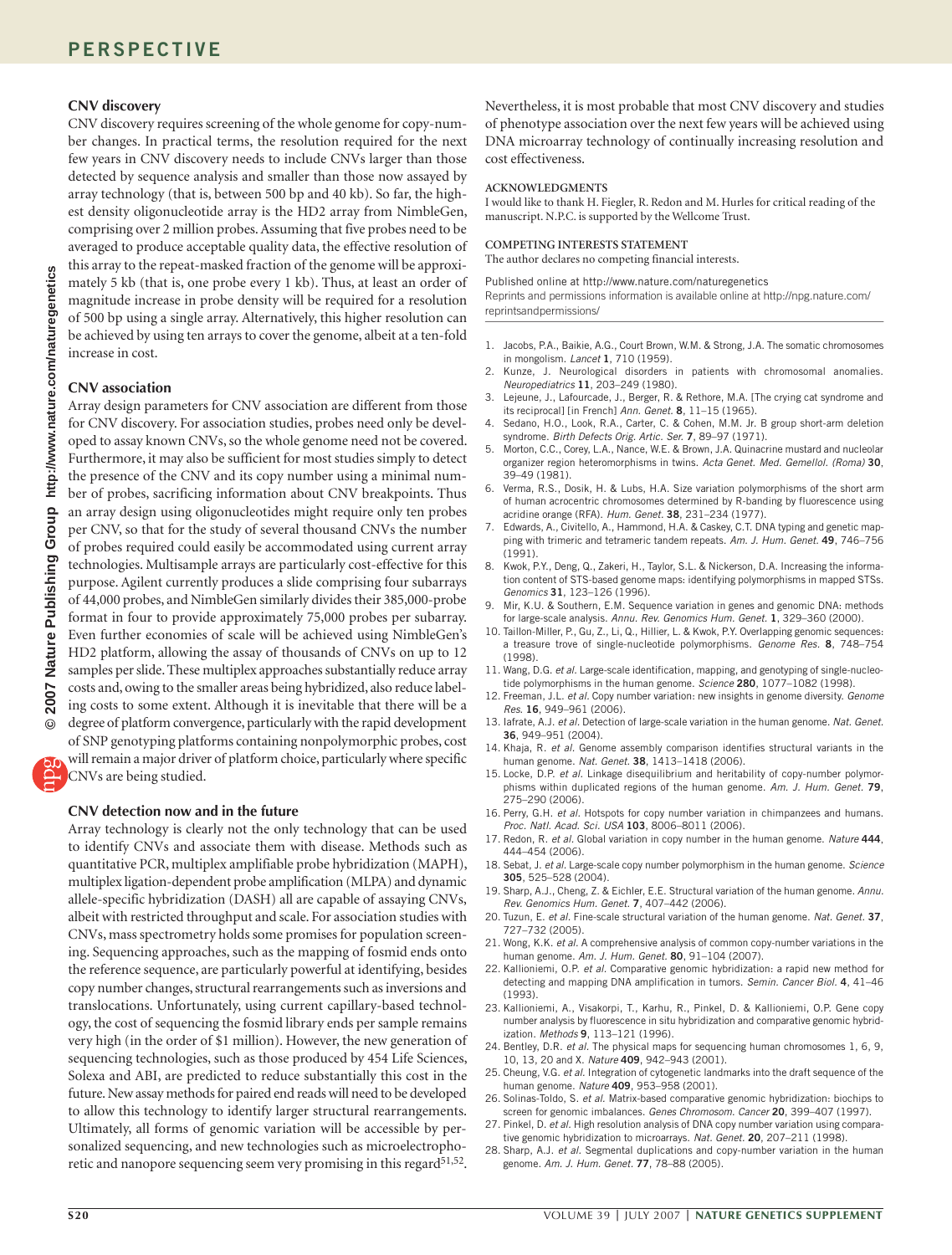### CNV discovery

CNV discovery requires screening of the whole genome for copy-number changes. In practical terms, the resolution required for the next few years in CNV discovery needs to include CNVs larger than those detected by sequence analysis and smaller than those now assayed by array technology (that is, between 500 bp and 40 kb). So far, the highest density oligonucleotide array is the HD2 array from NimbleGen, comprising over 2 million probes. Assuming that five probes need to be averaged to produce acceptable quality data, the effective resolution of this array to the repeat-masked fraction of the genome will be approximately 5 kb (that is, one probe every 1 kb). Thus, at least an order of magnitude increase in probe density will be required for a resolution of 500 bp using a single array. Alternatively, this higher resolution can be achieved by using ten arrays to cover the genome, albeit at a ten-fold increase in cost.

### CNV association

Array design parameters for CNV association are different from those for CNV discovery. For association studies, probes need only be developed to assay known CNVs, so the whole genome need not be covered. Furthermore, it may also be sufficient for most studies simply to detect the presence of the CNV and its copy number using a minimal number of probes, sacrificing information about CNV breakpoints. Thus an array design using oligonucleotides might require only ten probes per CNV, so that for the study of several thousand CNVs the number of probes required could easily be accommodated using current array technologies. Multisample arrays are particularly cost-effective for this purpose. Agilent currently produces a slide comprising four subarrays of 44,000 probes, and NimbleGen similarly divides their 385,000-probe format in four to provide approximately 75,000 probes per subarray. Even further economies of scale will be achieved using NimbleGen's HD2 platform, allowing the assay of thousands of CNVs on up to 12 samples per slide. These multiplex approaches substantially reduce array costs and, owing to the smaller areas being hybridized, also reduce labeling costs to some extent. Although it is inevitable that there will be a degree of platform convergence, particularly with the rapid development of SNP genotyping platforms containing nonpolymorphic probes, cost will remain a major driver of platform choice, particularly where specific CNVs are being studied.

### CNV detection now and in the future

Array technology is clearly not the only technology that can be used to identify CNVs and associate them with disease. Methods such as quantitative PCR, multiplex amplifiable probe hybridization (MAPH), multiplex ligation-dependent probe amplification (MLPA) and dynamic allele-specific hybridization (DASH) all are capable of assaying CNVs, albeit with restricted throughput and scale. For association studies with CNVs, mass spectrometry holds some promises for population screening. Sequencing approaches, such as the mapping of fosmid ends onto the reference sequence, are particularly powerful at identifying, besides copy number changes, structural rearrangements such as inversions and translocations. Unfortunately, using current capillary-based technology, the cost of sequencing the fosmid library ends per sample remains very high (in the order of $1 million). However, the new generation of sequencing technologies, such as those produced by 454 Life Sciences, Solexa and ABI, are predicted to reduce substantially this cost in the future. New assay methods for paired end reads will need to be developed to allow this technology to identify larger structural rearrangements. Ultimately, all forms of genomic variation will be accessible by personalized sequencing, and new technologies such as microelectrophoretic and nanopore sequencing seem very promising in this regard[51,52]. Nevertheless, it is most probable that most CNV discovery and studies of phenotype association over the next few years will be achieved using DNA microarray technology of continually increasing resolution and cost effectiveness.

#### ACKNOWLEDGMENTS

I would like to thank H. Fiegler, R. Redon and M. Hurles for critical reading of the manuscript. N.P.C. is supported by the Wellcome Trust.

#### COMPETING INTERESTS STATEMENT

The author declares no competing financial interests.

Published online at http://www.nature.com/naturegenetics
Reprints and permissions information is available online at http://npg.nature.com/reprintsandpermissions/

1. Jacobs, P.A., Baikie, A.G., Court Brown, W.M. & Strong, J.A. The somatic chromosomes in mongolism. *Lancet* **1**, 710 (1959).
2. Kunze, J. Neurological disorders in patients with chromosomal anomalies. *Neuropediatrics* **11**, 203–249 (1980).
3. Lejeune, J., Lafourcade, J., Berger, R. & Rethore, M.A. [The crying cat syndrome and its reciprocal] [in French] *Ann. Genet.* **8**, 11–15 (1965).
4. Sedano, H.O., Look, R.A., Carter, C. & Cohen, M.M. Jr. B group short-arm deletion syndrome. *Birth Defects Orig. Artic. Ser.* **7**, 89–97 (1971).
5. Morton, C.C., Corey, L.A., Nance, W.E. & Brown, J.A. Quinacrine mustard and nucleolar organizer region heteromorphisms in twins. *Acta Genet. Med. Gemellol. (Roma)* **30**, 39–49 (1981).
6. Verma, R.S., Dosik, H. & Lubs, H.A. Size variation polymorphisms of the short arm of human acrocentric chromosomes determined by R-banding by fluorescence using acridine orange (RFA). *Hum. Genet.* **38**, 231–234 (1977).
7. Edwards, A., Civitello, A., Hammond, H.A. & Caskey, C.T. DNA typing and genetic mapping with trimeric and tetrameric tandem repeats. *Am. J. Hum. Genet.* **49**, 746–756 (1991).
8. Kwok, P.Y., Deng, Q., Zakeri, H., Taylor, S.L. & Nickerson, D.A. Increasing the information content of STS-based genome maps: identifying polymorphisms in mapped STSs. *Genomics* **31**, 123–126 (1996).
9. Mir, K.U. & Southern, E.M. Sequence variation in genes and genomic DNA: methods for large-scale analysis. *Annu. Rev. Genomics Hum. Genet.* **1**, 329–360 (2000).
10. Taillon-Miller, P., Gu, Z., Li, Q., Hillier, L. & Kwok, P.Y. Overlapping genomic sequences: a treasure trove of single-nucleotide polymorphisms. *Genome Res.* **8**, 748–754 (1998).
11. Wang, D.G. *et al.* Large-scale identification, mapping, and genotyping of single-nucleotide polymorphisms in the human genome. *Science* **280**, 1077–1082 (1998).
12. Freeman, J.L. *et al.* Copy number variation: new insights in genome diversity. *Genome Res.* **16**, 949–961 (2006).
13. Iafrate, A.J. *et al.* Detection of large-scale variation in the human genome. *Nat. Genet.* **36**, 949–951 (2004).
14. Khaja, R. *et al.* Genome assembly comparison identifies structural variants in the human genome. *Nat. Genet.* **38**, 1413–1418 (2006).
15. Locke, D.P. *et al.* Linkage disequilibrium and heritability of copy-number polymorphisms within duplicated regions of the human genome. *Am. J. Hum. Genet.* **79**, 275–290 (2006).
16. Perry, G.H. *et al.* Hotspots for copy number variation in chimpanzees and humans. *Proc. Natl. Acad. Sci. USA* **103**, 8006–8011 (2006).
17. Redon, R. *et al.* Global variation in copy number in the human genome. *Nature* **444**, 444–454 (2006).
18. Sebat, J. *et al.* Large-scale copy number polymorphism in the human genome. *Science* **305**, 525–528 (2004).
19. Sharp, A.J., Cheng, Z. & Eichler, E.E. Structural variation of the human genome. *Annu. Rev. Genomics Hum. Genet.* **7**, 407–442 (2006).
20. Tuzun, E. *et al.* Fine-scale structural variation of the human genome. *Nat. Genet.* **37**, 727–732 (2005).
21. Wong, K.K. *et al.* A comprehensive analysis of common copy-number variations in the human genome. *Am. J. Hum. Genet.* **80**, 91–104 (2007).
22. Kallioniemi, O.P. *et al.* Comparative genomic hybridization: a rapid new method for detecting and mapping DNA amplification in tumors. *Semin. Cancer Biol.* **4**, 41–46 (1993).
23. Kallioniemi, A., Visakorpi, T., Karhu, R., Pinkel, D. & Kallioniemi, O.P. Gene copy number analysis by fluorescence in situ hybridization and comparative genomic hybridization. *Methods* **9**, 113–121 (1996).
24. Bentley, D.R. *et al.* The physical maps for sequencing human chromosomes 1, 6, 9, 10, 13, 20 and X. *Nature* **409**, 942–943 (2001).
25. Cheung, V.G. *et al.* Integration of cytogenetic landmarks into the draft sequence of the human genome. *Nature* **409**, 953–958 (2001).
26. Solinas-Toldo, S. *et al.* Matrix-based comparative genomic hybridization: biochips to screen for genomic imbalances. *Genes Chromosom. Cancer* **20**, 399–407 (1997).
27. Pinkel, D. *et al.* High resolution analysis of DNA copy number variation using comparative genomic hybridization to microarrays. *Nat. Genet.* **20**, 207–211 (1998).
28. Sharp, A.J. *et al.* Segmental duplications and copy-number variation in the human genome. *Am. J. Hum. Genet.* **77**, 78–88 (2005).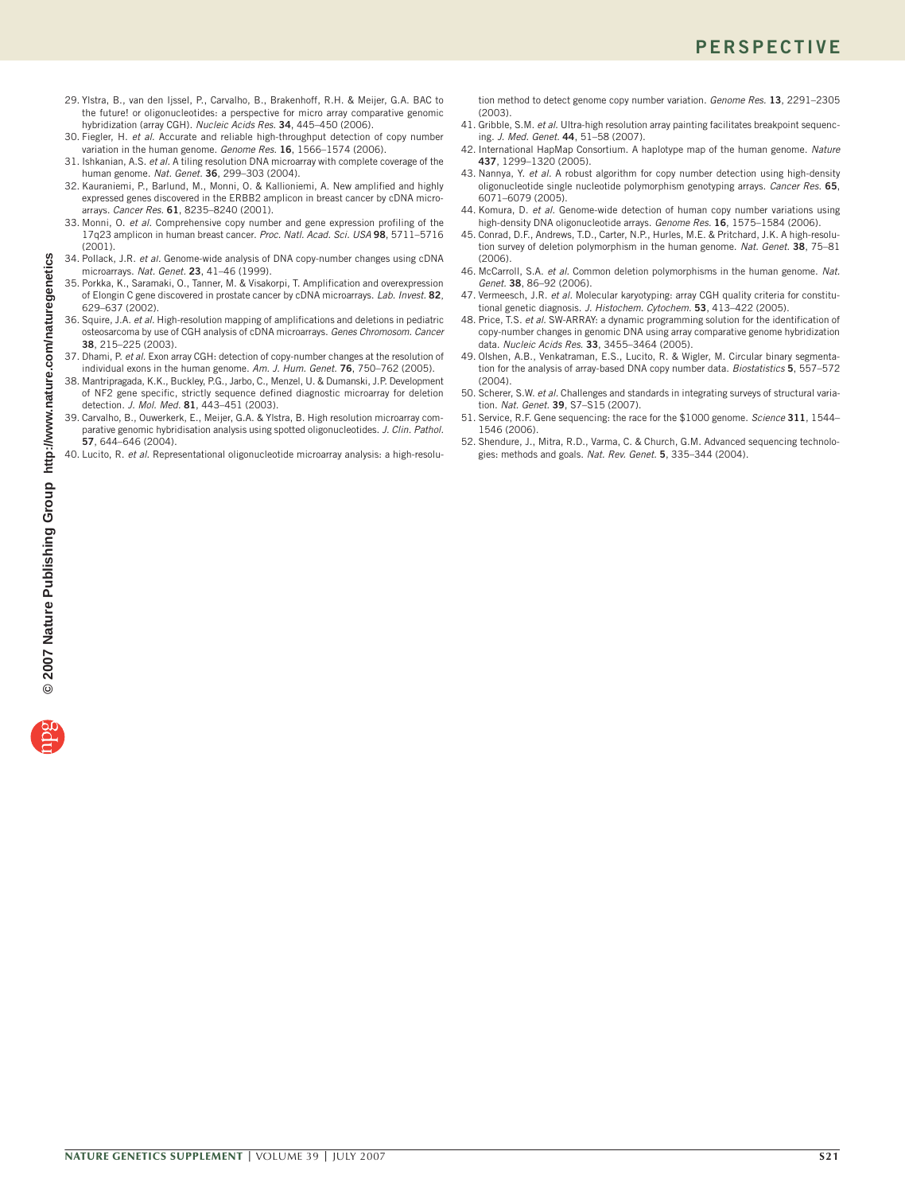29. Ylstra, B., van den Ijssel, P., Carvalho, B., Brakenhoff, R.H. & Meijer, G.A. BAC to the future! or oligonucleotides: a perspective for micro array comparative genomic hybridization (array CGH). *Nucleic Acids Res.* **34**, 445–450 (2006).
30. Fiegler, H. *et al.* Accurate and reliable high-throughput detection of copy number variation in the human genome. *Genome Res.* **16**, 1566–1574 (2006).
31. Ishkanian, A.S. *et al.* A tiling resolution DNA microarray with complete coverage of the human genome. *Nat. Genet.* **36**, 299–303 (2004).
32. Kauraniemi, P., Barlund, M., Monni, O. & Kallioniemi, A. New amplified and highly expressed genes discovered in the ERBB2 amplicon in breast cancer by cDNA microarrays. *Cancer Res.* **61**, 8235–8240 (2001).
33. Monni, O. *et al.* Comprehensive copy number and gene expression profiling of the 17q23 amplicon in human breast cancer. *Proc. Natl. Acad. Sci. USA* **98**, 5711–5716 (2001).
34. Pollack, J.R. *et al.* Genome-wide analysis of DNA copy-number changes using cDNA microarrays. *Nat. Genet.* **23**, 41–46 (1999).
35. Porkka, K., Saramaki, O., Tanner, M. & Visakorpi, T. Amplification and overexpression of Elongin C gene discovered in prostate cancer by cDNA microarrays. *Lab. Invest.* **82**, 629–637 (2002).
36. Squire, J.A. *et al.* High-resolution mapping of amplifications and deletions in pediatric osteosarcoma by use of CGH analysis of cDNA microarrays. *Genes Chromosom. Cancer* **38**, 215–225 (2003).
37. Dhami, P. *et al.* Exon array CGH: detection of copy-number changes at the resolution of individual exons in the human genome. *Am. J. Hum. Genet.* **76**, 750–762 (2005).
38. Mantripragada, K.K., Buckley, P.G., Jarbo, C., Menzel, U. & Dumanski, J.P. Development of NF2 gene specific, strictly sequence defined diagnostic microarray for deletion detection. *J. Mol. Med.* **81**, 443–451 (2003).
39. Carvalho, B., Ouwerkerk, E., Meijer, G.A. & Ylstra, B. High resolution microarray comparative genomic hybridisation analysis using spotted oligonucleotides. *J. Clin. Pathol.* **57**, 644–646 (2004).
40. Lucito, R. *et al.* Representational oligonucleotide microarray analysis: a high-resolution method to detect genome copy number variation. *Genome Res.* **13**, 2291–2305 (2003).
41. Gribble, S.M. *et al.* Ultra-high resolution array painting facilitates breakpoint sequencing. *J. Med. Genet.* **44**, 51–58 (2007).
42. International HapMap Consortium. A haplotype map of the human genome. *Nature* **437**, 1299–1320 (2005).
43. Nannya, Y. *et al.* A robust algorithm for copy number detection using high-density oligonucleotide single nucleotide polymorphism genotyping arrays. *Cancer Res.* **65**, 6071–6079 (2005).
44. Komura, D. *et al.* Genome-wide detection of human copy number variations using high-density DNA oligonucleotide arrays. *Genome Res.* **16**, 1575–1584 (2006).
45. Conrad, D.F., Andrews, T.D., Carter, N.P., Hurles, M.E. & Pritchard, J.K. A high-resolution survey of deletion polymorphism in the human genome. *Nat. Genet.* **38**, 75–81 (2006).
46. McCarroll, S.A. *et al.* Common deletion polymorphisms in the human genome. *Nat. Genet.* **38**, 86–92 (2006).
47. Vermeesch, J.R. *et al.* Molecular karyotyping: array CGH quality criteria for constitutional genetic diagnosis. *J. Histochem. Cytochem.* **53**, 413–422 (2005).
48. Price, T.S. *et al.* SW-ARRAY: a dynamic programming solution for the identification of copy-number changes in genomic DNA using array comparative genome hybridization data. *Nucleic Acids Res.* **33**, 3455–3464 (2005).
49. Olshen, A.B., Venkatraman, E.S., Lucito, R. & Wigler, M. Circular binary segmentation for the analysis of array-based DNA copy number data. *Biostatistics* **5**, 557–572 (2004).
50. Scherer, S.W. *et al.* Challenges and standards in integrating surveys of structural variation. *Nat. Genet.* **39**, S7–S15 (2007).
51. Service, R.F. Gene sequencing: the race for the $1000 genome. *Science* **311**, 1544–1546 (2006).
52. Shendure, J., Mitra, R.D., Varma, C. & Church, G.M. Advanced sequencing technologies: methods and goals. *Nat. Rev. Genet.* **5**, 335–344 (2004).